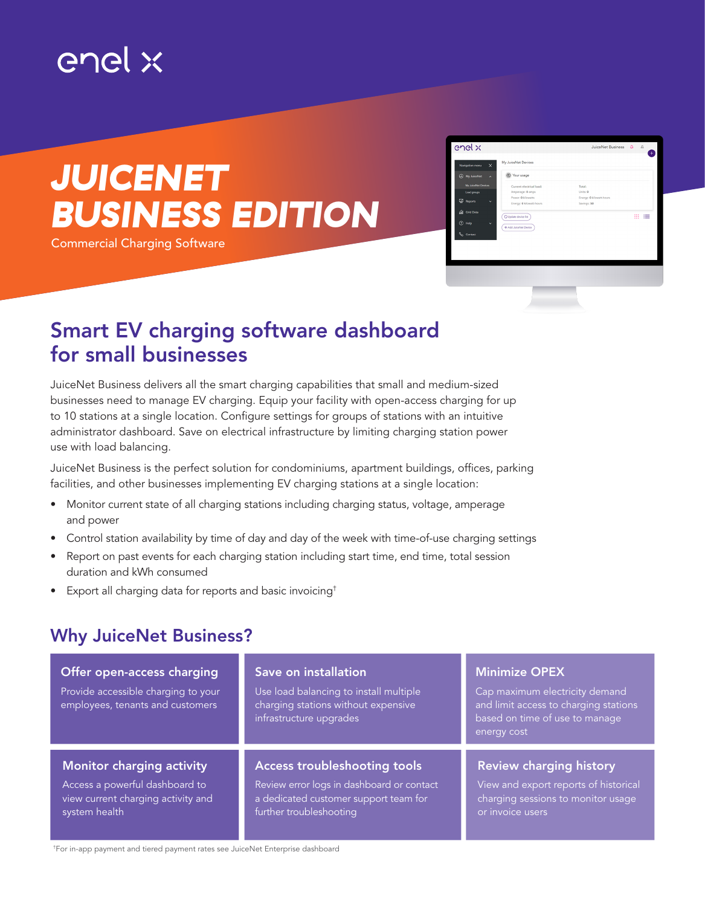enel x

# JUICENET BUSINESS EDITION

Commercial Charging Software

## Smart EV charging software dashboard for small businesses

JuiceNet Business delivers all the smart charging capabilities that small and medium-sized businesses need to manage EV charging. Equip your facility with open-access charging for up to 10 stations at a single location. Configure settings for groups of stations with an intuitive administrator dashboard. Save on electrical infrastructure by limiting charging station power use with load balancing.

JuiceNet Business is the perfect solution for condominiums, apartment buildings, offices, parking facilities, and other businesses implementing EV charging stations at a single location:

- Monitor current state of all charging stations including charging status, voltage, amperage and power
- Control station availability by time of day and day of the week with time-of-use charging settings
- Report on past events for each charging station including start time, end time, total session duration and kWh consumed
- Export all charging data for reports and basic invoicing†

## Why JuiceNet Business?

### Offer open-access charging

Provide accessible charging to your employees, tenants and customers

### Save on installation

Use load balancing to install multiple charging stations without expensive infrastructure upgrades

### Minimize OPEX

Cap maximum electricity demand and limit access to charging stations based on time of use to manage energy cost

### Monitor charging activity

Access a powerful dashboard to view current charging activity and system health

### Access troubleshooting tools

Review error logs in dashboard or contact a dedicated customer support team for further troubleshooting

### Review charging history

View and export reports of historical charging sessions to monitor usage or invoice users

†For in-app payment and tiered payment rates see JuiceNet Enterprise dashboard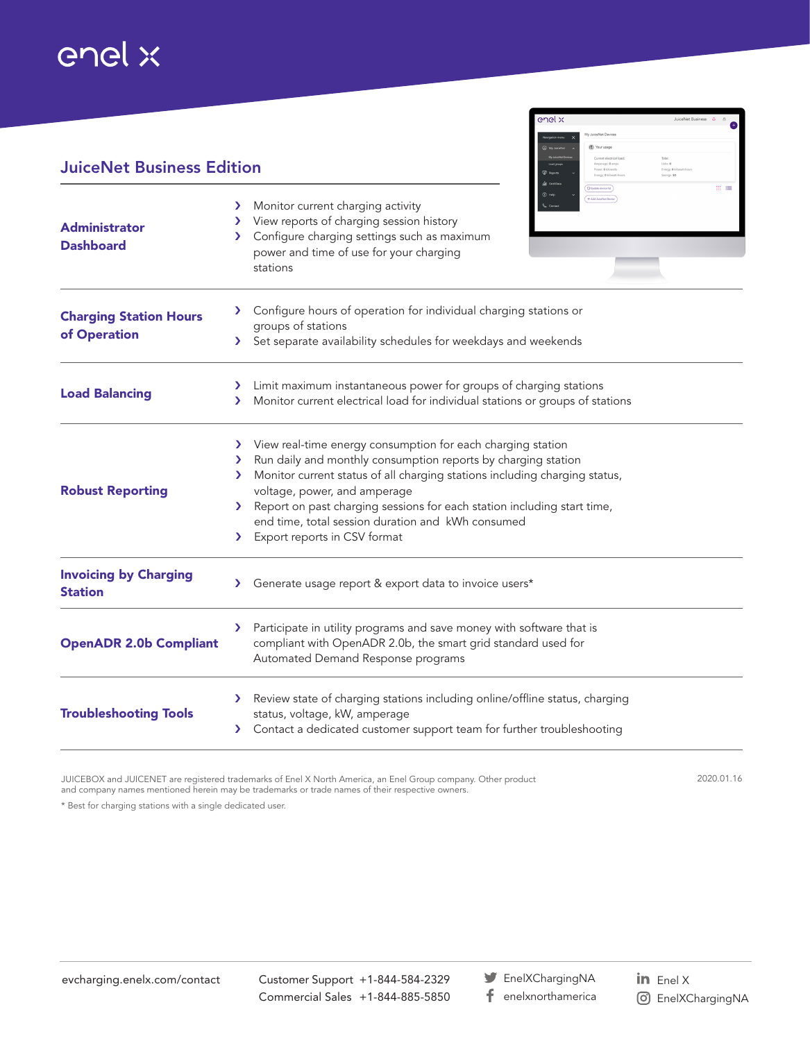## JuiceNet Business Edition

| | |
|---|---|
| **Administrator Dashboard** | › Monitor current charging activity<br>› View reports of charging session history<br>› Configure charging settings such as maximum power and time of use for your charging stations |
| **Charging Station Hours of Operation** | › Configure hours of operation for individual charging stations or groups of stations<br>› Set separate availability schedules for weekdays and weekends |
| **Load Balancing** | › Limit maximum instantaneous power for groups of charging stations<br>› Monitor current electrical load for individual stations or groups of stations |
| **Robust Reporting** | › View real-time energy consumption for each charging station<br>› Run daily and monthly consumption reports by charging station<br>› Monitor current status of all charging stations including charging status, voltage, power, and amperage<br>› Report on past charging sessions for each station including start time, end time, total session duration and kWh consumed<br>› Export reports in CSV format |
| **Invoicing by Charging Station** | › Generate usage report & export data to invoice users* |
| **OpenADR 2.0b Compliant** | › Participate in utility programs and save money with software that is compliant with OpenADR 2.0b, the smart grid standard used for Automated Demand Response programs |
| **Troubleshooting Tools** | › Review state of charging stations including online/offline status, charging status, voltage, kW, amperage<br>› Contact a dedicated customer support team for further troubleshooting |

JUICEBOX and JUICENET are registered trademarks of Enel X North America, an Enel Group company. Other product and company names mentioned herein may be trademarks or trade names of their respective owners.

2020.01.16

* Best for charging stations with a single dedicated user.

evcharging.enelx.com/contact

Customer Support +1-844-584-2329
Commercial Sales +1-844-885-5850

EnelXChargingNA
enelxnorthamerica
Enel X
EnelXChargingNA